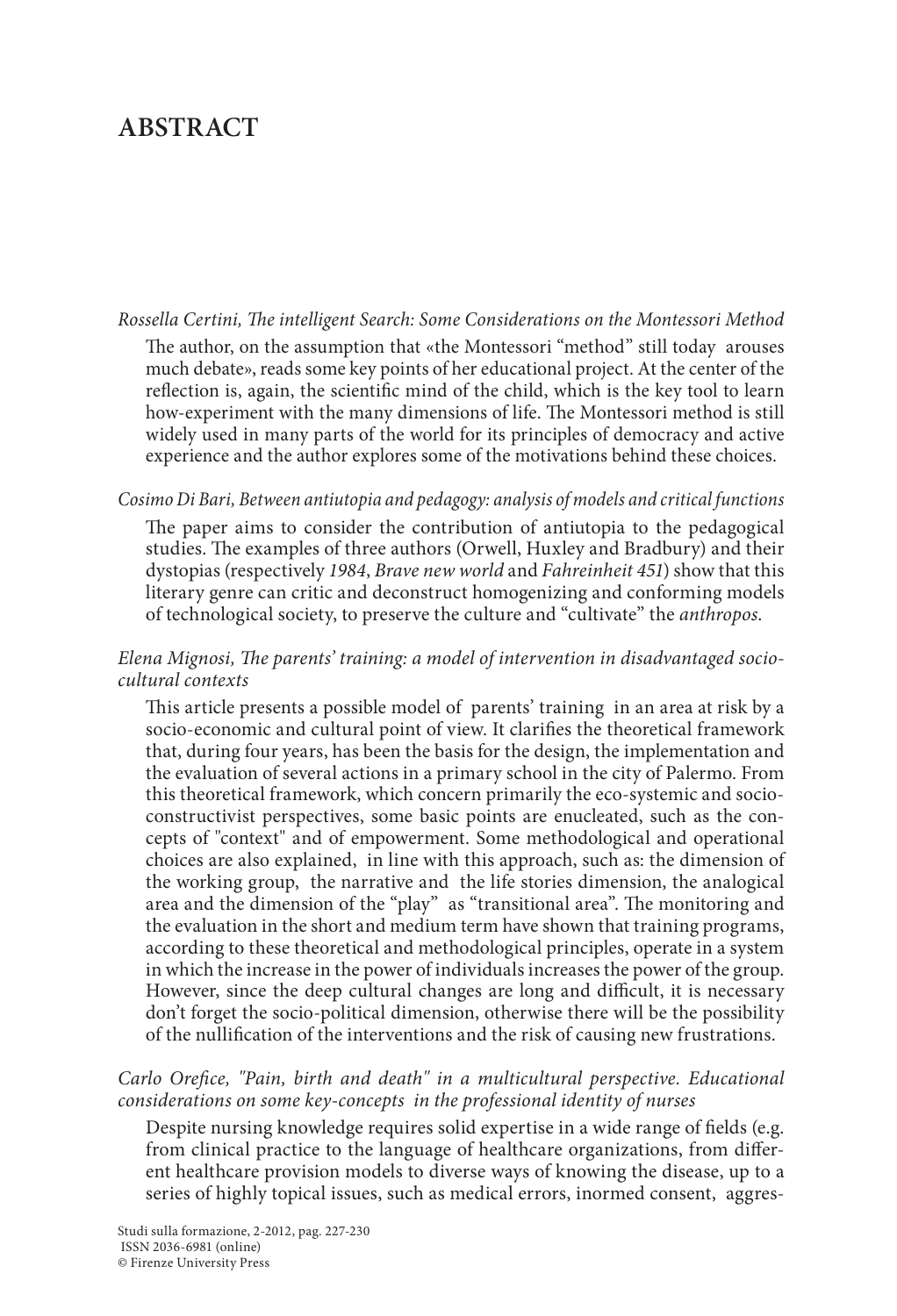# ABSTRACT

*Rossella Certini, The intelligent Search: Some Considerations on the Montessori Method*

The author, on the assumption that «the Montessori "method" still today arouses much debate», reads some key points of her educational project. At the center of the reflection is, again, the scientific mind of the child, which is the key tool to learn how-experiment with the many dimensions of life. The Montessori method is still widely used in many parts of the world for its principles of democracy and active experience and the author explores some of the motivations behind these choices.

*Cosimo Di Bari, Between antiutopia and pedagogy: analysis of models and critical functions*

The paper aims to consider the contribution of antiutopia to the pedagogical studies. The examples of three authors (Orwell, Huxley and Bradbury) and their dystopias (respectively *1984*, *Brave new world* and *Fahreinheit 451*) show that this literary genre can critic and deconstruct homogenizing and conforming models of technological society, to preserve the culture and "cultivate" the *anthropos*.

*Elena Mignosi, The parents' training: a model of intervention in disadvantaged socio-cultural contexts*

This article presents a possible model of parents' training in an area at risk by a socio-economic and cultural point of view. It clarifies the theoretical framework that, during four years, has been the basis for the design, the implementation and the evaluation of several actions in a primary school in the city of Palermo. From this theoretical framework, which concern primarily the eco-systemic and socio-constructivist perspectives, some basic points are enucleated, such as the concepts of "context" and of empowerment. Some methodological and operational choices are also explained, in line with this approach, such as: the dimension of the working group, the narrative and the life stories dimension, the analogical area and the dimension of the "play" as "transitional area". The monitoring and the evaluation in the short and medium term have shown that training programs, according to these theoretical and methodological principles, operate in a system in which the increase in the power of individuals increases the power of the group. However, since the deep cultural changes are long and difficult, it is necessary don't forget the socio-political dimension, otherwise there will be the possibility of the nullification of the interventions and the risk of causing new frustrations.

*Carlo Orefice, "Pain, birth and death" in a multicultural perspective. Educational considerations on some key-concepts in the professional identity of nurses*

Despite nursing knowledge requires solid expertise in a wide range of fields (e.g. from clinical practice to the language of healthcare organizations, from different healthcare provision models to diverse ways of knowing the disease, up to a series of highly topical issues, such as medical errors, inormed consent, aggres-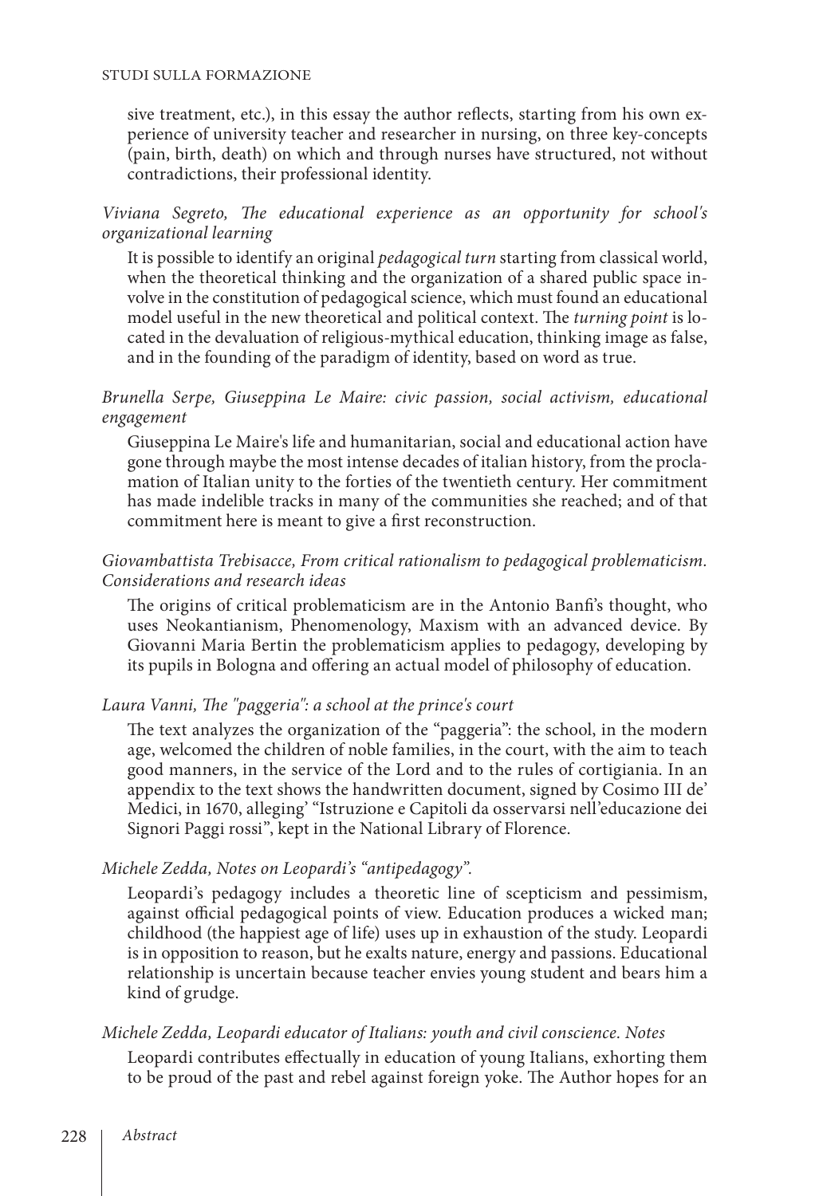sive treatment, etc.), in this essay the author reflects, starting from his own experience of university teacher and researcher in nursing, on three key-concepts (pain, birth, death) on which and through nurses have structured, not without contradictions, their professional identity.

*Viviana Segreto, The educational experience as an opportunity for school's organizational learning*

It is possible to identify an original *pedagogical turn* starting from classical world, when the theoretical thinking and the organization of a shared public space involve in the constitution of pedagogical science, which must found an educational model useful in the new theoretical and political context. The *turning point* is located in the devaluation of religious-mythical education, thinking image as false, and in the founding of the paradigm of identity, based on word as true.

*Brunella Serpe, Giuseppina Le Maire: civic passion, social activism, educational engagement*

Giuseppina Le Maire's life and humanitarian, social and educational action have gone through maybe the most intense decades of italian history, from the proclamation of Italian unity to the forties of the twentieth century. Her commitment has made indelible tracks in many of the communities she reached; and of that commitment here is meant to give a first reconstruction.

*Giovambattista Trebisacce, From critical rationalism to pedagogical problematicism. Considerations and research ideas*

The origins of critical problematicism are in the Antonio Banfi's thought, who uses Neokantianism, Phenomenology, Maxism with an advanced device. By Giovanni Maria Bertin the problematicism applies to pedagogy, developing by its pupils in Bologna and offering an actual model of philosophy of education.

*Laura Vanni, The "paggeria": a school at the prince's court*

The text analyzes the organization of the "paggeria": the school, in the modern age, welcomed the children of noble families, in the court, with the aim to teach good manners, in the service of the Lord and to the rules of cortigiania. In an appendix to the text shows the handwritten document, signed by Cosimo III de' Medici, in 1670, alleging' "Istruzione e Capitoli da osservarsi nell'educazione dei Signori Paggi rossi", kept in the National Library of Florence.

*Michele Zedda, Notes on Leopardi's "antipedagogy".*

Leopardi's pedagogy includes a theoretic line of scepticism and pessimism, against official pedagogical points of view. Education produces a wicked man; childhood (the happiest age of life) uses up in exhaustion of the study. Leopardi is in opposition to reason, but he exalts nature, energy and passions. Educational relationship is uncertain because teacher envies young student and bears him a kind of grudge.

*Michele Zedda, Leopardi educator of Italians: youth and civil conscience. Notes*

Leopardi contributes effectually in education of young Italians, exhorting them to be proud of the past and rebel against foreign yoke. The Author hopes for an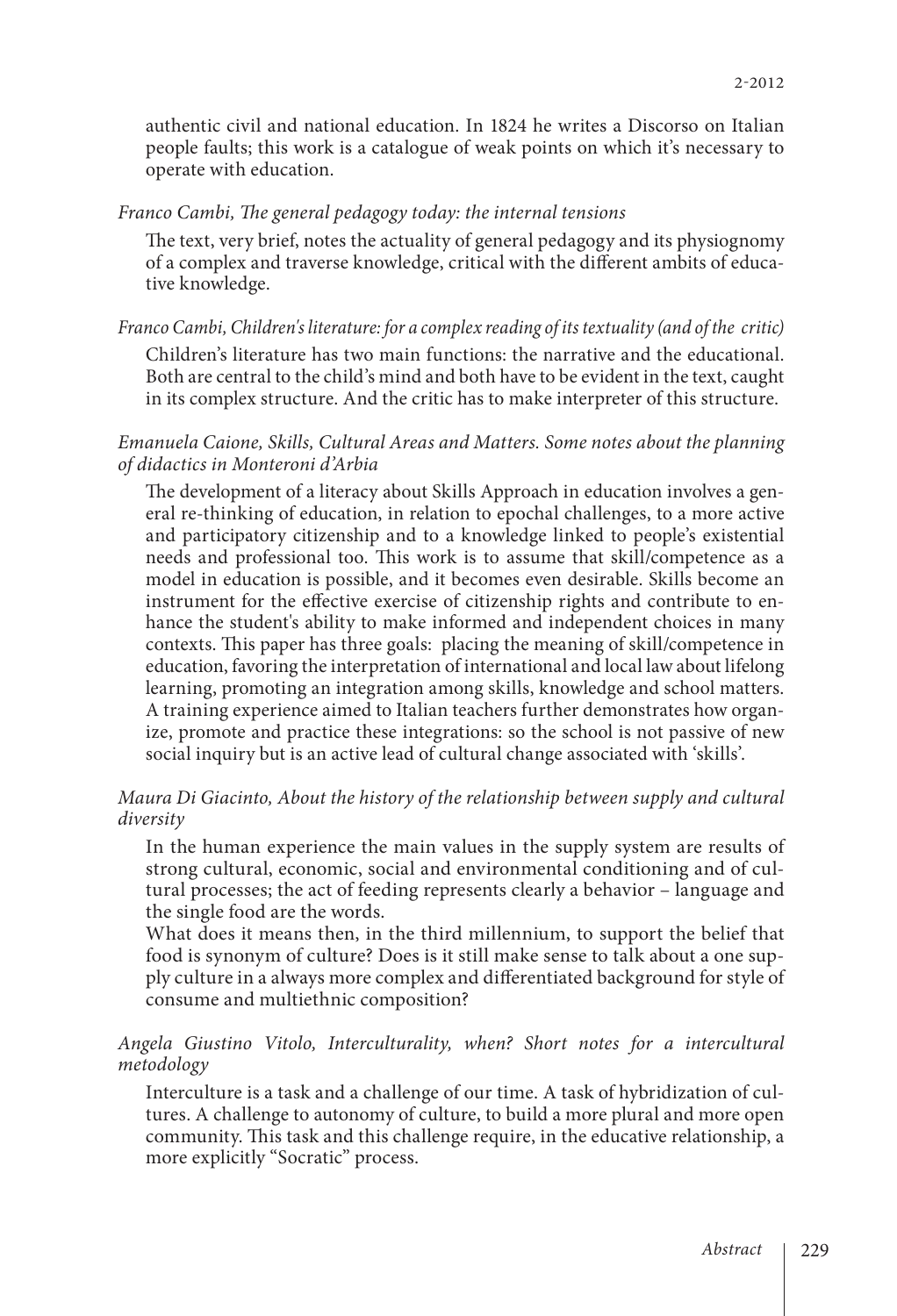authentic civil and national education. In 1824 he writes a Discorso on Italian people faults; this work is a catalogue of weak points on which it's necessary to operate with education.

*Franco Cambi, The general pedagogy today: the internal tensions*

The text, very brief, notes the actuality of general pedagogy and its physiognomy of a complex and traverse knowledge, critical with the different ambits of educative knowledge.

*Franco Cambi, Children's literature: for a complex reading of its textuality (and of the critic)*

Children's literature has two main functions: the narrative and the educational. Both are central to the child's mind and both have to be evident in the text, caught in its complex structure. And the critic has to make interpreter of this structure.

*Emanuela Caione, Skills, Cultural Areas and Matters. Some notes about the planning of didactics in Monteroni d'Arbia*

The development of a literacy about Skills Approach in education involves a general re-thinking of education, in relation to epochal challenges, to a more active and participatory citizenship and to a knowledge linked to people's existential needs and professional too. This work is to assume that skill/competence as a model in education is possible, and it becomes even desirable. Skills become an instrument for the effective exercise of citizenship rights and contribute to enhance the student's ability to make informed and independent choices in many contexts. This paper has three goals: placing the meaning of skill/competence in education, favoring the interpretation of international and local law about lifelong learning, promoting an integration among skills, knowledge and school matters. A training experience aimed to Italian teachers further demonstrates how organize, promote and practice these integrations: so the school is not passive of new social inquiry but is an active lead of cultural change associated with 'skills'.

*Maura Di Giacinto, About the history of the relationship between supply and cultural diversity*

In the human experience the main values in the supply system are results of strong cultural, economic, social and environmental conditioning and of cultural processes; the act of feeding represents clearly a behavior – language and the single food are the words.

What does it means then, in the third millennium, to support the belief that food is synonym of culture? Does is it still make sense to talk about a one supply culture in a always more complex and differentiated background for style of consume and multiethnic composition?

*Angela Giustino Vitolo, Interculturality, when? Short notes for a intercultural metodology*

Interculture is a task and a challenge of our time. A task of hybridization of cultures. A challenge to autonomy of culture, to build a more plural and more open community. This task and this challenge require, in the educative relationship, a more explicitly "Socratic" process.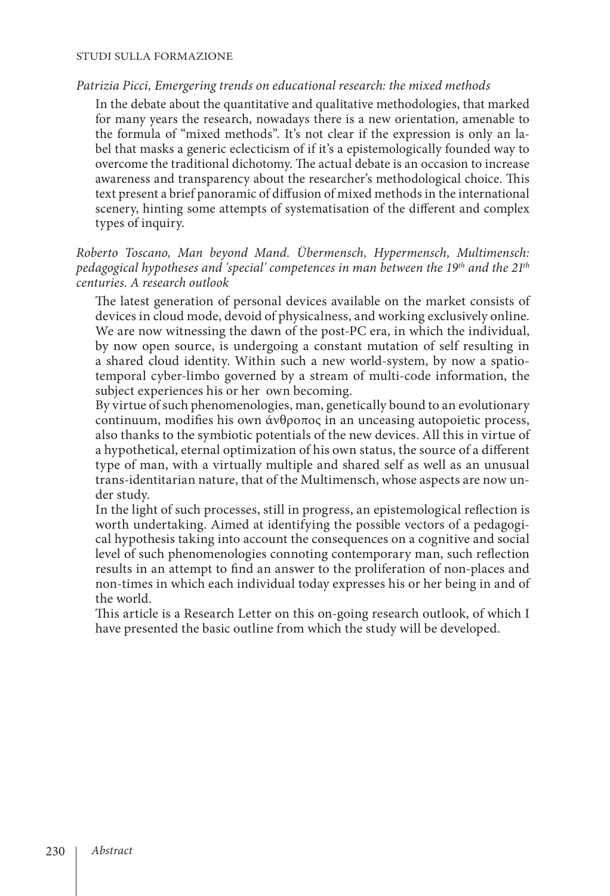*Patrizia Picci, Emergering trends on educational research: the mixed methods*

In the debate about the quantitative and qualitative methodologies, that marked for many years the research, nowadays there is a new orientation, amenable to the formula of "mixed methods". It's not clear if the expression is only an label that masks a generic eclecticism of if it's a epistemologically founded way to overcome the traditional dichotomy. The actual debate is an occasion to increase awareness and transparency about the researcher's methodological choice. This text present a brief panoramic of diffusion of mixed methods in the international scenery, hinting some attempts of systematisation of the different and complex types of inquiry.

*Roberto Toscano, Man beyond Mand. Übermensch, Hypermensch, Multimensch: pedagogical hypotheses and 'special' competences in man between the 19th and the 21th centuries. A research outlook*

The latest generation of personal devices available on the market consists of devices in cloud mode, devoid of physicalness, and working exclusively online. We are now witnessing the dawn of the post-PC era, in which the individual, by now open source, is undergoing a constant mutation of self resulting in a shared cloud identity. Within such a new world-system, by now a spatio-temporal cyber-limbo governed by a stream of multi-code information, the subject experiences his or her own becoming.

By virtue of such phenomenologies, man, genetically bound to an evolutionary continuum, modifies his own άνθροπος in an unceasing autopoietic process, also thanks to the symbiotic potentials of the new devices. All this in virtue of a hypothetical, eternal optimization of his own status, the source of a different type of man, with a virtually multiple and shared self as well as an unusual trans-identitarian nature, that of the Multimensch, whose aspects are now under study.

In the light of such processes, still in progress, an epistemological reflection is worth undertaking. Aimed at identifying the possible vectors of a pedagogical hypothesis taking into account the consequences on a cognitive and social level of such phenomenologies connoting contemporary man, such reflection results in an attempt to find an answer to the proliferation of non-places and non-times in which each individual today expresses his or her being in and of the world.

This article is a Research Letter on this on-going research outlook, of which I have presented the basic outline from which the study will be developed.